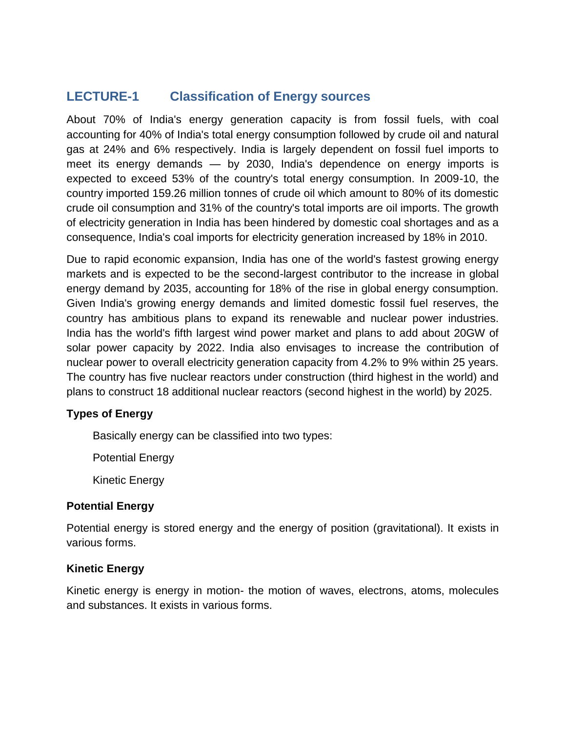## LECTURE-1 Classification of Energy sources

About 70% of India's energy generation capacity is from fossil fuels, with coal accounting for 40% of India's total energy consumption followed by crude oil and natural gas at 24% and 6% respectively. India is largely dependent on fossil fuel imports to meet its energy demands — by 2030, India's dependence on energy imports is expected to exceed 53% of the country's total energy consumption. In 2009-10, the country imported 159.26 million tonnes of crude oil which amount to 80% of its domestic crude oil consumption and 31% of the country's total imports are oil imports. The growth of electricity generation in India has been hindered by domestic coal shortages and as a consequence, India's coal imports for electricity generation increased by 18% in 2010.

Due to rapid economic expansion, India has one of the world's fastest growing energy markets and is expected to be the second-largest contributor to the increase in global energy demand by 2035, accounting for 18% of the rise in global energy consumption. Given India's growing energy demands and limited domestic fossil fuel reserves, the country has ambitious plans to expand its renewable and nuclear power industries. India has the world's fifth largest wind power market and plans to add about 20GW of solar power capacity by 2022. India also envisages to increase the contribution of nuclear power to overall electricity generation capacity from 4.2% to 9% within 25 years. The country has five nuclear reactors under construction (third highest in the world) and plans to construct 18 additional nuclear reactors (second highest in the world) by 2025.

**Types of Energy**

Basically energy can be classified into two types:

Potential Energy

Kinetic Energy

**Potential Energy**

Potential energy is stored energy and the energy of position (gravitational). It exists in various forms.

**Kinetic Energy**

Kinetic energy is energy in motion- the motion of waves, electrons, atoms, molecules and substances. It exists in various forms.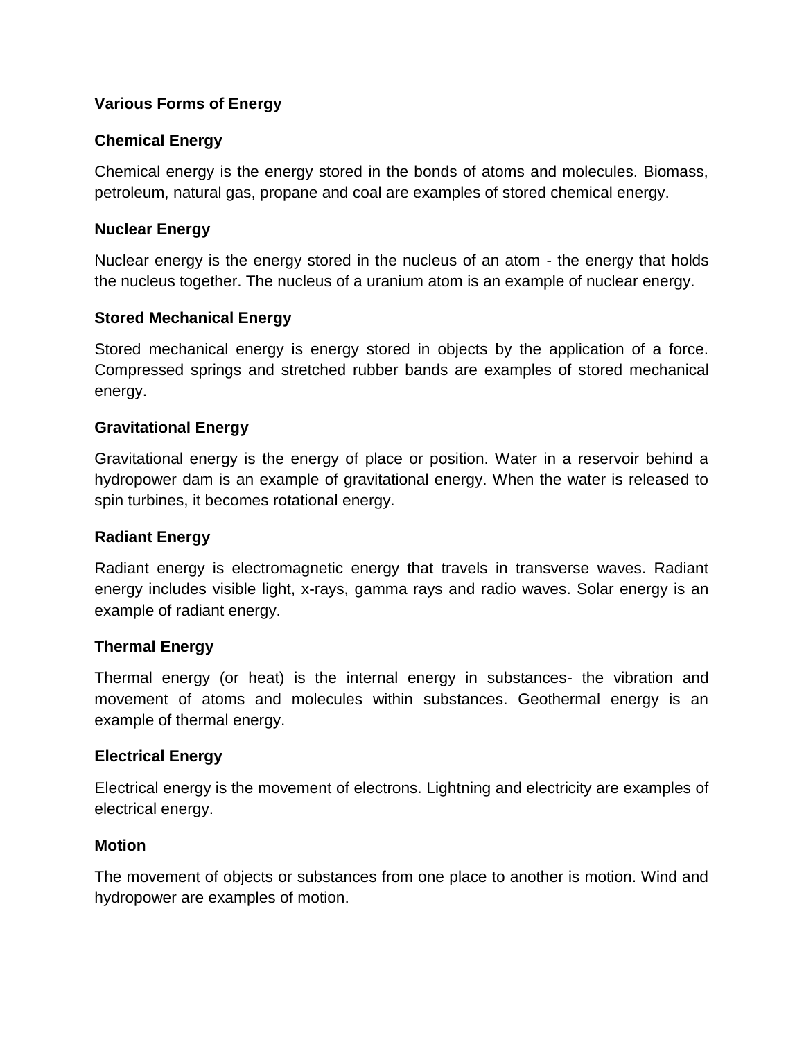## Various Forms of Energy

### Chemical Energy

Chemical energy is the energy stored in the bonds of atoms and molecules. Biomass, petroleum, natural gas, propane and coal are examples of stored chemical energy.

### Nuclear Energy

Nuclear energy is the energy stored in the nucleus of an atom - the energy that holds the nucleus together. The nucleus of a uranium atom is an example of nuclear energy.

### Stored Mechanical Energy

Stored mechanical energy is energy stored in objects by the application of a force. Compressed springs and stretched rubber bands are examples of stored mechanical energy.

### Gravitational Energy

Gravitational energy is the energy of place or position. Water in a reservoir behind a hydropower dam is an example of gravitational energy. When the water is released to spin turbines, it becomes rotational energy.

### Radiant Energy

Radiant energy is electromagnetic energy that travels in transverse waves. Radiant energy includes visible light, x-rays, gamma rays and radio waves. Solar energy is an example of radiant energy.

### Thermal Energy

Thermal energy (or heat) is the internal energy in substances- the vibration and movement of atoms and molecules within substances. Geothermal energy is an example of thermal energy.

### Electrical Energy

Electrical energy is the movement of electrons. Lightning and electricity are examples of electrical energy.

### Motion

The movement of objects or substances from one place to another is motion. Wind and hydropower are examples of motion.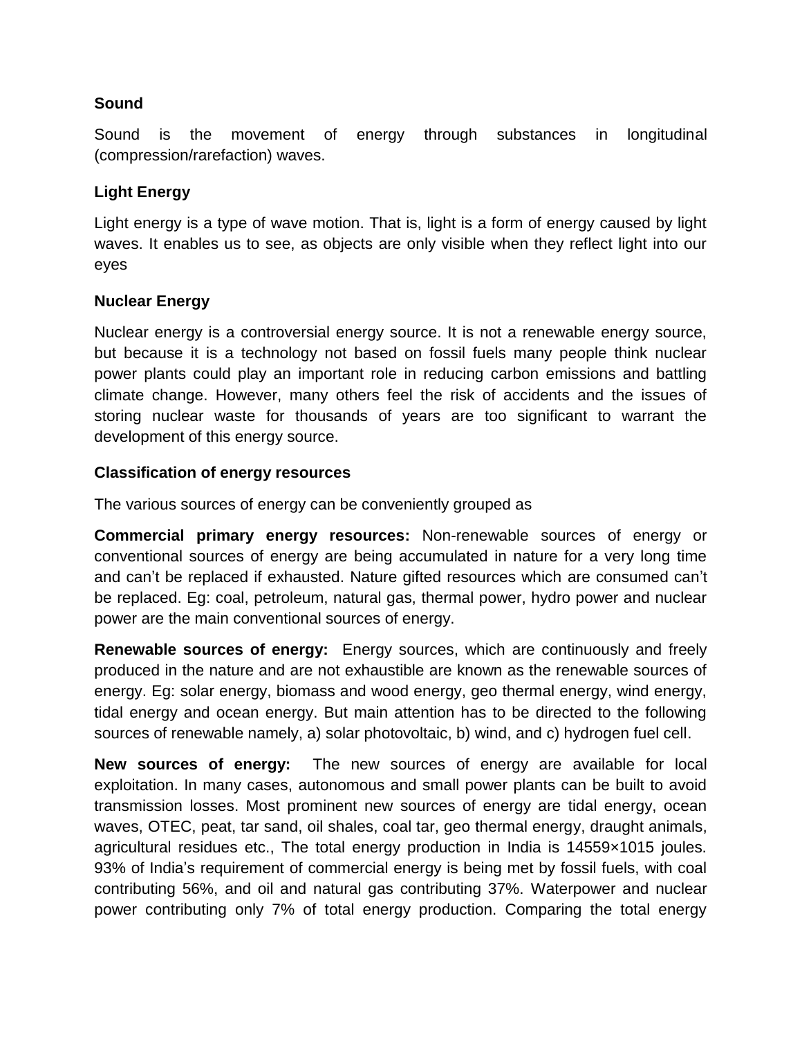### Sound

Sound is the movement of energy through substances in longitudinal (compression/rarefaction) waves.

### Light Energy

Light energy is a type of wave motion. That is, light is a form of energy caused by light waves. It enables us to see, as objects are only visible when they reflect light into our eyes

### Nuclear Energy

Nuclear energy is a controversial energy source. It is not a renewable energy source, but because it is a technology not based on fossil fuels many people think nuclear power plants could play an important role in reducing carbon emissions and battling climate change. However, many others feel the risk of accidents and the issues of storing nuclear waste for thousands of years are too significant to warrant the development of this energy source.

### Classification of energy resources

The various sources of energy can be conveniently grouped as

**Commercial primary energy resources:** Non-renewable sources of energy or conventional sources of energy are being accumulated in nature for a very long time and can't be replaced if exhausted. Nature gifted resources which are consumed can't be replaced. Eg: coal, petroleum, natural gas, thermal power, hydro power and nuclear power are the main conventional sources of energy.

**Renewable sources of energy:** Energy sources, which are continuously and freely produced in the nature and are not exhaustible are known as the renewable sources of energy. Eg: solar energy, biomass and wood energy, geo thermal energy, wind energy, tidal energy and ocean energy. But main attention has to be directed to the following sources of renewable namely, a) solar photovoltaic, b) wind, and c) hydrogen fuel cell.

**New sources of energy:** The new sources of energy are available for local exploitation. In many cases, autonomous and small power plants can be built to avoid transmission losses. Most prominent new sources of energy are tidal energy, ocean waves, OTEC, peat, tar sand, oil shales, coal tar, geo thermal energy, draught animals, agricultural residues etc., The total energy production in India is 14559×1015 joules. 93% of India's requirement of commercial energy is being met by fossil fuels, with coal contributing 56%, and oil and natural gas contributing 37%. Waterpower and nuclear power contributing only 7% of total energy production. Comparing the total energy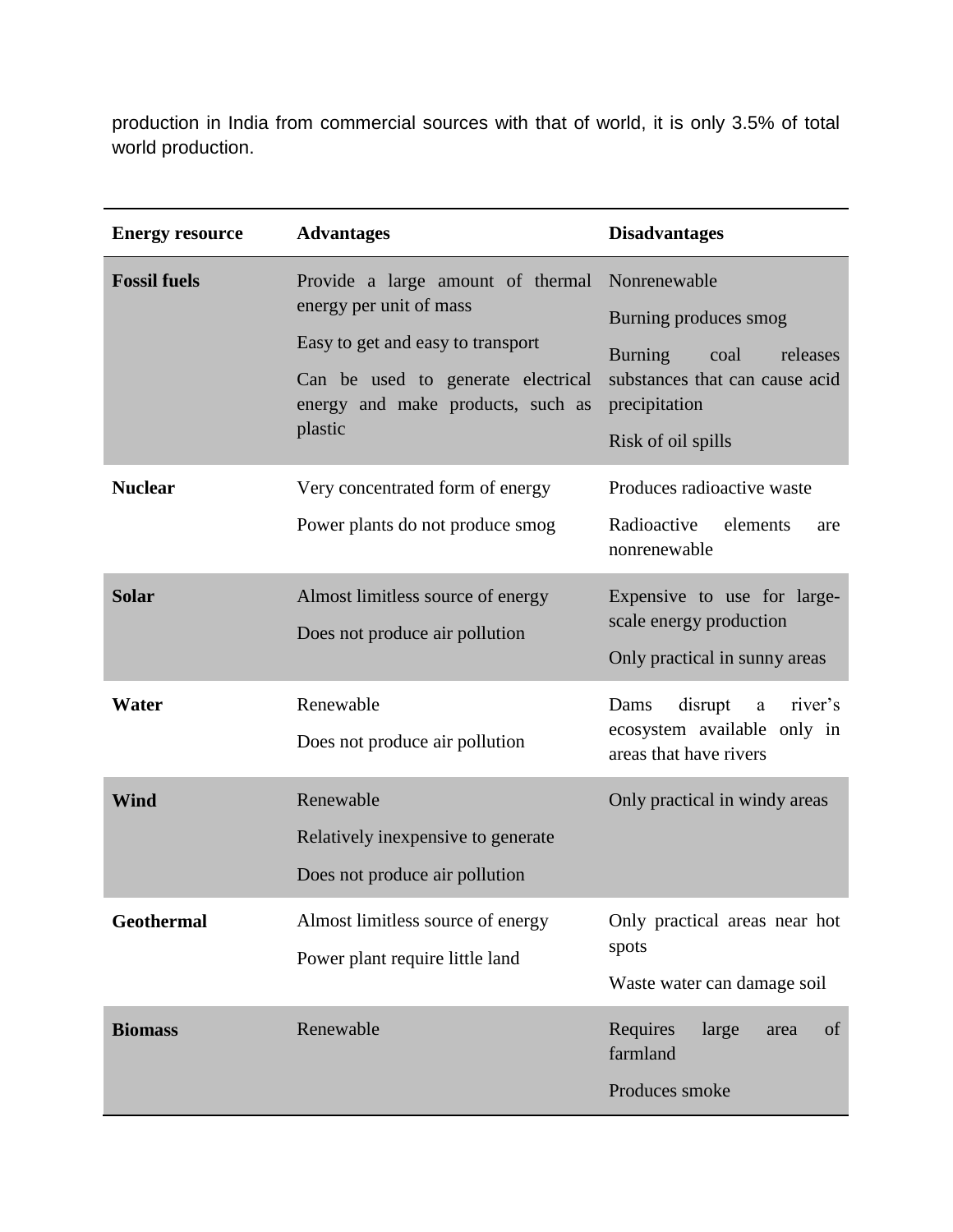production in India from commercial sources with that of world, it is only 3.5% of total world production.

| Energy resource | Advantages | Disadvantages |
| --- | --- | --- |
| **Fossil fuels** | Provide a large amount of thermal energy per unit of mass<br>Easy to get and easy to transport<br>Can be used to generate electrical energy and make products, such as plastic | Nonrenewable<br>Burning produces smog<br>Burning coal releases substances that can cause acid precipitation<br>Risk of oil spills |
| **Nuclear** | Very concentrated form of energy<br>Power plants do not produce smog | Produces radioactive waste<br>Radioactive elements are nonrenewable |
| **Solar** | Almost limitless source of energy<br>Does not produce air pollution | Expensive to use for large-scale energy production<br>Only practical in sunny areas |
| **Water** | Renewable<br>Does not produce air pollution | Dams disrupt a river's ecosystem available only in areas that have rivers |
| **Wind** | Renewable<br>Relatively inexpensive to generate<br>Does not produce air pollution | Only practical in windy areas |
| **Geothermal** | Almost limitless source of energy<br>Power plant require little land | Only practical areas near hot spots<br>Waste water can damage soil |
| **Biomass** | Renewable | Requires large area of farmland<br>Produces smoke |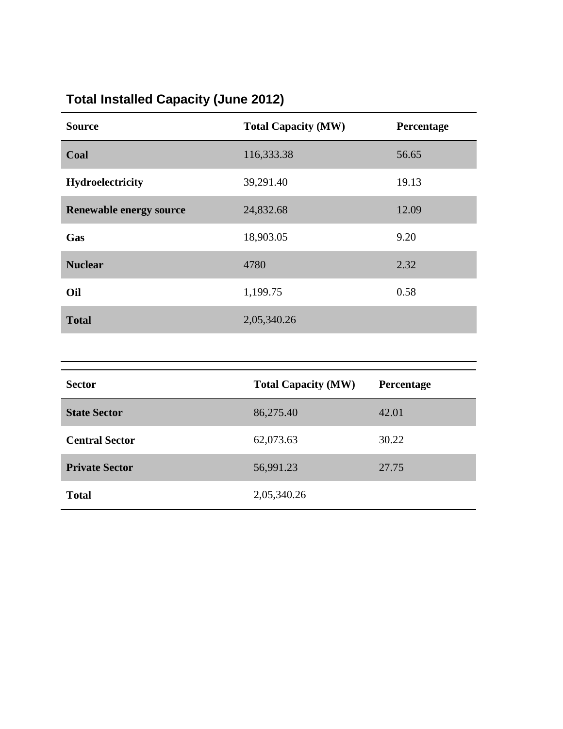## Total Installed Capacity (June 2012)

| Source | Total Capacity (MW) | Percentage |
|---|---|---|
| **Coal** | 116,333.38 | 56.65 |
| **Hydroelectricity** | 39,291.40 | 19.13 |
| **Renewable energy source** | 24,832.68 | 12.09 |
| **Gas** | 18,903.05 | 9.20 |
| **Nuclear** | 4780 | 2.32 |
| **Oil** | 1,199.75 | 0.58 |
| **Total** | 2,05,340.26 | |

| Sector | Total Capacity (MW) | Percentage |
|---|---|---|
| **State Sector** | 86,275.40 | 42.01 |
| **Central Sector** | 62,073.63 | 30.22 |
| **Private Sector** | 56,991.23 | 27.75 |
| **Total** | 2,05,340.26 | |